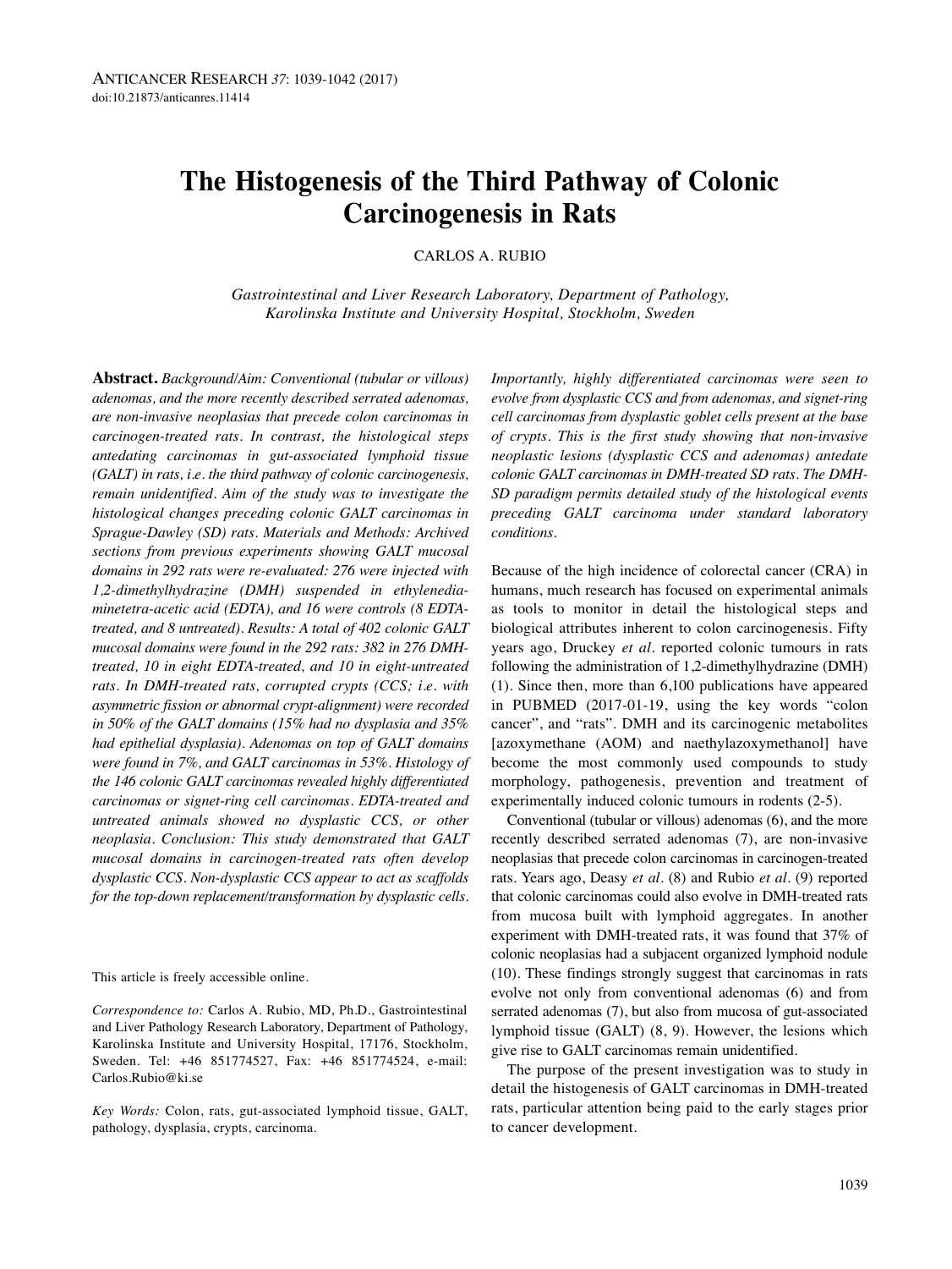# The Histogenesis of the Third Pathway of Colonic Carcinogenesis in Rats

CARLOS A. RUBIO

*Gastrointestinal and Liver Research Laboratory, Department of Pathology, Karolinska Institute and University Hospital, Stockholm, Sweden*

**Abstract.** *Background/Aim: Conventional (tubular or villous) adenomas, and the more recently described serrated adenomas, are non-invasive neoplasias that precede colon carcinomas in carcinogen-treated rats. In contrast, the histological steps antedating carcinomas in gut-associated lymphoid tissue (GALT) in rats, i.e. the third pathway of colonic carcinogenesis, remain unidentified. Aim of the study was to investigate the histological changes preceding colonic GALT carcinomas in Sprague-Dawley (SD) rats. Materials and Methods: Archived sections from previous experiments showing GALT mucosal domains in 292 rats were re-evaluated: 276 were injected with 1,2-dimethylhydrazine (DMH) suspended in ethylenediaminetetra-acetic acid (EDTA), and 16 were controls (8 EDTA-treated, and 8 untreated). Results: A total of 402 colonic GALT mucosal domains were found in the 292 rats: 382 in 276 DMH-treated, 10 in eight EDTA-treated, and 10 in eight-untreated rats. In DMH-treated rats, corrupted crypts (CCS; i.e. with asymmetric fission or abnormal crypt-alignment) were recorded in 50% of the GALT domains (15% had no dysplasia and 35% had epithelial dysplasia). Adenomas on top of GALT domains were found in 7%, and GALT carcinomas in 53%. Histology of the 146 colonic GALT carcinomas revealed highly differentiated carcinomas or signet-ring cell carcinomas. EDTA-treated and untreated animals showed no dysplastic CCS, or other neoplasia. Conclusion: This study demonstrated that GALT mucosal domains in carcinogen-treated rats often develop dysplastic CCS. Non-dysplastic CCS appear to act as scaffolds for the top-down replacement/transformation by dysplastic cells. Importantly, highly differentiated carcinomas were seen to evolve from dysplastic CCS and from adenomas, and signet-ring cell carcinomas from dysplastic goblet cells present at the base of crypts. This is the first study showing that non-invasive neoplastic lesions (dysplastic CCS and adenomas) antedate colonic GALT carcinomas in DMH-treated SD rats. The DMH-SD paradigm permits detailed study of the histological events preceding GALT carcinoma under standard laboratory conditions.*

This article is freely accessible online.

*Correspondence to:* Carlos A. Rubio, MD, Ph.D., Gastrointestinal and Liver Pathology Research Laboratory, Department of Pathology, Karolinska Institute and University Hospital, 17176, Stockholm, Sweden. Tel: +46 851774527, Fax: +46 851774524, e-mail: Carlos.Rubio@ki.se

*Key Words:* Colon, rats, gut-associated lymphoid tissue, GALT, pathology, dysplasia, crypts, carcinoma.

Because of the high incidence of colorectal cancer (CRA) in humans, much research has focused on experimental animals as tools to monitor in detail the histological steps and biological attributes inherent to colon carcinogenesis. Fifty years ago, Druckey *et al.* reported colonic tumours in rats following the administration of 1,2-dimethylhydrazine (DMH) (1). Since then, more than 6,100 publications have appeared in PUBMED (2017-01-19, using the key words "colon cancer", and "rats". DMH and its carcinogenic metabolites [azoxymethane (AOM) and naethylazoxymethanol] have become the most commonly used compounds to study morphology, pathogenesis, prevention and treatment of experimentally induced colonic tumours in rodents (2-5).

Conventional (tubular or villous) adenomas (6), and the more recently described serrated adenomas (7), are non-invasive neoplasias that precede colon carcinomas in carcinogen-treated rats. Years ago, Deasy *et al.* (8) and Rubio *et al.* (9) reported that colonic carcinomas could also evolve in DMH-treated rats from mucosa built with lymphoid aggregates. In another experiment with DMH-treated rats, it was found that 37% of colonic neoplasias had a subjacent organized lymphoid nodule (10). These findings strongly suggest that carcinomas in rats evolve not only from conventional adenomas (6) and from serrated adenomas (7), but also from mucosa of gut-associated lymphoid tissue (GALT) (8, 9). However, the lesions which give rise to GALT carcinomas remain unidentified.

The purpose of the present investigation was to study in detail the histogenesis of GALT carcinomas in DMH-treated rats, particular attention being paid to the early stages prior to cancer development.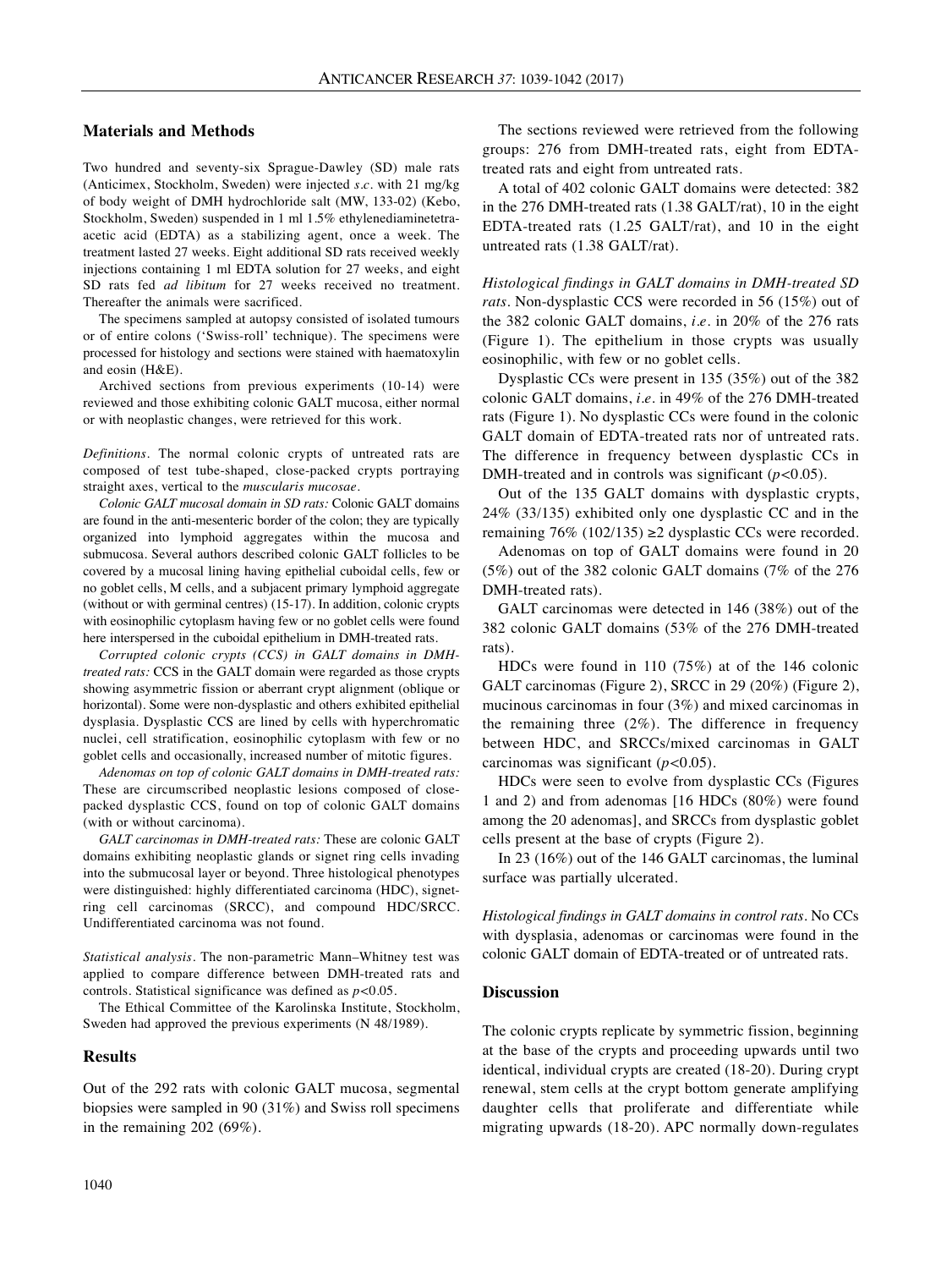## Materials and Methods

Two hundred and seventy-six Sprague-Dawley (SD) male rats (Anticimex, Stockholm, Sweden) were injected *s.c.* with 21 mg/kg of body weight of DMH hydrochloride salt (MW, 133-02) (Kebo, Stockholm, Sweden) suspended in 1 ml 1.5% ethylenediaminetetra-acetic acid (EDTA) as a stabilizing agent, once a week. The treatment lasted 27 weeks. Eight additional SD rats received weekly injections containing 1 ml EDTA solution for 27 weeks, and eight SD rats fed *ad libitum* for 27 weeks received no treatment. Thereafter the animals were sacrificed.

The specimens sampled at autopsy consisted of isolated tumours or of entire colons ('Swiss-roll' technique). The specimens were processed for histology and sections were stained with haematoxylin and eosin (H&E).

Archived sections from previous experiments (10-14) were reviewed and those exhibiting colonic GALT mucosa, either normal or with neoplastic changes, were retrieved for this work.

*Definitions.* The normal colonic crypts of untreated rats are composed of test tube-shaped, close-packed crypts portraying straight axes, vertical to the *muscularis mucosae*.

*Colonic GALT mucosal domain in SD rats:* Colonic GALT domains are found in the anti-mesenteric border of the colon; they are typically organized into lymphoid aggregates within the mucosa and submucosa. Several authors described colonic GALT follicles to be covered by a mucosal lining having epithelial cuboidal cells, few or no goblet cells, M cells, and a subjacent primary lymphoid aggregate (without or with germinal centres) (15-17). In addition, colonic crypts with eosinophilic cytoplasm having few or no goblet cells were found here interspersed in the cuboidal epithelium in DMH-treated rats.

*Corrupted colonic crypts (CCS) in GALT domains in DMH-treated rats:* CCS in the GALT domain were regarded as those crypts showing asymmetric fission or aberrant crypt alignment (oblique or horizontal). Some were non-dysplastic and others exhibited epithelial dysplasia. Dysplastic CCS are lined by cells with hyperchromatic nuclei, cell stratification, eosinophilic cytoplasm with few or no goblet cells and occasionally, increased number of mitotic figures.

*Adenomas on top of colonic GALT domains in DMH-treated rats:* These are circumscribed neoplastic lesions composed of close-packed dysplastic CCS, found on top of colonic GALT domains (with or without carcinoma).

*GALT carcinomas in DMH-treated rats:* These are colonic GALT domains exhibiting neoplastic glands or signet ring cells invading into the submucosal layer or beyond. Three histological phenotypes were distinguished: highly differentiated carcinoma (HDC), signet-ring cell carcinomas (SRCC), and compound HDC/SRCC. Undifferentiated carcinoma was not found.

*Statistical analysis.* The non-parametric Mann–Whitney test was applied to compare difference between DMH-treated rats and controls. Statistical significance was defined as $p<0.05$.

The Ethical Committee of the Karolinska Institute, Stockholm, Sweden had approved the previous experiments (N 48/1989).

## Results

Out of the 292 rats with colonic GALT mucosa, segmental biopsies were sampled in 90 (31%) and Swiss roll specimens in the remaining 202 (69%).

The sections reviewed were retrieved from the following groups: 276 from DMH-treated rats, eight from EDTA-treated rats and eight from untreated rats.

A total of 402 colonic GALT domains were detected: 382 in the 276 DMH-treated rats (1.38 GALT/rat), 10 in the eight EDTA-treated rats (1.25 GALT/rat), and 10 in the eight untreated rats (1.38 GALT/rat).

*Histological findings in GALT domains in DMH-treated SD rats.* Non-dysplastic CCS were recorded in 56 (15%) out of the 382 colonic GALT domains, *i.e.* in 20% of the 276 rats (Figure 1). The epithelium in those crypts was usually eosinophilic, with few or no goblet cells.

Dysplastic CCs were present in 135 (35%) out of the 382 colonic GALT domains, *i.e.* in 49% of the 276 DMH-treated rats (Figure 1). No dysplastic CCs were found in the colonic GALT domain of EDTA-treated rats nor of untreated rats. The difference in frequency between dysplastic CCs in DMH-treated and in controls was significant ($p<0.05$).

Out of the 135 GALT domains with dysplastic crypts, 24% (33/135) exhibited only one dysplastic CC and in the remaining 76% (102/135) ≥2 dysplastic CCs were recorded.

Adenomas on top of GALT domains were found in 20 (5%) out of the 382 colonic GALT domains (7% of the 276 DMH-treated rats).

GALT carcinomas were detected in 146 (38%) out of the 382 colonic GALT domains (53% of the 276 DMH-treated rats).

HDCs were found in 110 (75%) at of the 146 colonic GALT carcinomas (Figure 2), SRCC in 29 (20%) (Figure 2), mucinous carcinomas in four (3%) and mixed carcinomas in the remaining three (2%). The difference in frequency between HDC, and SRCCs/mixed carcinomas in GALT carcinomas was significant ($p<0.05$).

HDCs were seen to evolve from dysplastic CCs (Figures 1 and 2) and from adenomas [16 HDCs (80%) were found among the 20 adenomas], and SRCCs from dysplastic goblet cells present at the base of crypts (Figure 2).

In 23 (16%) out of the 146 GALT carcinomas, the luminal surface was partially ulcerated.

*Histological findings in GALT domains in control rats.* No CCs with dysplasia, adenomas or carcinomas were found in the colonic GALT domain of EDTA-treated or of untreated rats.

## Discussion

The colonic crypts replicate by symmetric fission, beginning at the base of the crypts and proceeding upwards until two identical, individual crypts are created (18-20). During crypt renewal, stem cells at the crypt bottom generate amplifying daughter cells that proliferate and differentiate while migrating upwards (18-20). APC normally down-regulates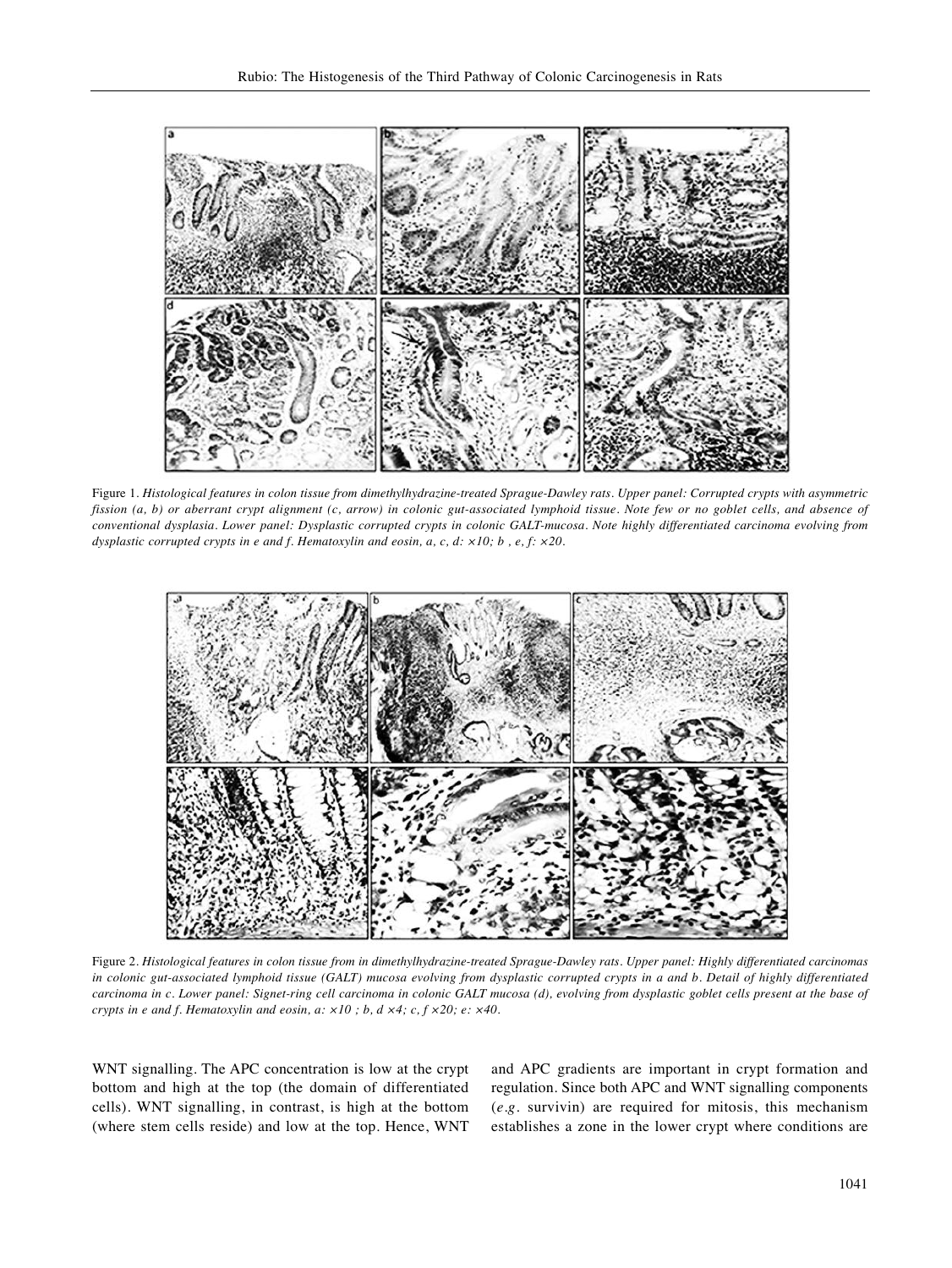Figure 1. *Histological features in colon tissue from dimethylhydrazine-treated Sprague-Dawley rats. Upper panel: Corrupted crypts with asymmetric fission (a, b) or aberrant crypt alignment (c, arrow) in colonic gut-associated lymphoid tissue. Note few or no goblet cells, and absence of conventional dysplasia. Lower panel: Dysplastic corrupted crypts in colonic GALT-mucosa. Note highly differentiated carcinoma evolving from dysplastic corrupted crypts in e and f. Hematoxylin and eosin, a, c, d: ×10; b , e, f: ×20.*

Figure 2. *Histological features in colon tissue from in dimethylhydrazine-treated Sprague-Dawley rats. Upper panel: Highly differentiated carcinomas in colonic gut-associated lymphoid tissue (GALT) mucosa evolving from dysplastic corrupted crypts in a and b. Detail of highly differentiated carcinoma in c. Lower panel: Signet-ring cell carcinoma in colonic GALT mucosa (d), evolving from dysplastic goblet cells present at the base of crypts in e and f. Hematoxylin and eosin, a: ×10 ; b, d ×4; c, f ×20; e: ×40.*

WNT signalling. The APC concentration is low at the crypt bottom and high at the top (the domain of differentiated cells). WNT signalling, in contrast, is high at the bottom (where stem cells reside) and low at the top. Hence, WNT and APC gradients are important in crypt formation and regulation. Since both APC and WNT signalling components (*e.g.* survivin) are required for mitosis, this mechanism establishes a zone in the lower crypt where conditions are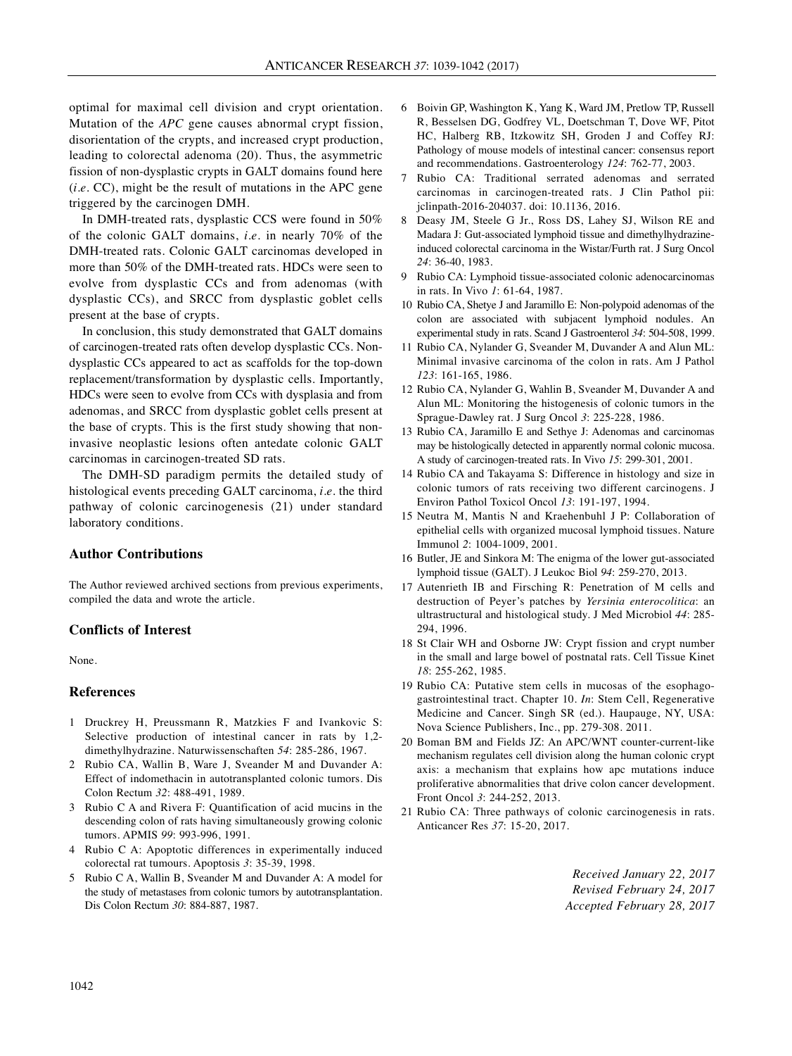optimal for maximal cell division and crypt orientation. Mutation of the *APC* gene causes abnormal crypt fission, disorientation of the crypts, and increased crypt production, leading to colorectal adenoma (20). Thus, the asymmetric fission of non-dysplastic crypts in GALT domains found here (*i.e.* CC), might be the result of mutations in the APC gene triggered by the carcinogen DMH.

In DMH-treated rats, dysplastic CCS were found in 50% of the colonic GALT domains, *i.e.* in nearly 70% of the DMH-treated rats. Colonic GALT carcinomas developed in more than 50% of the DMH-treated rats. HDCs were seen to evolve from dysplastic CCs and from adenomas (with dysplastic CCs), and SRCC from dysplastic goblet cells present at the base of crypts.

In conclusion, this study demonstrated that GALT domains of carcinogen-treated rats often develop dysplastic CCs. Non-dysplastic CCs appeared to act as scaffolds for the top-down replacement/transformation by dysplastic cells. Importantly, HDCs were seen to evolve from CCs with dysplasia and from adenomas, and SRCC from dysplastic goblet cells present at the base of crypts. This is the first study showing that non-invasive neoplastic lesions often antedate colonic GALT carcinomas in carcinogen-treated SD rats.

The DMH-SD paradigm permits the detailed study of histological events preceding GALT carcinoma, *i.e.* the third pathway of colonic carcinogenesis (21) under standard laboratory conditions.

## Author Contributions

The Author reviewed archived sections from previous experiments, compiled the data and wrote the article.

## Conflicts of Interest

None.

## References

1. Druckrey H, Preussmann R, Matzkies F and Ivankovic S: Selective production of intestinal cancer in rats by 1,2-dimethylhydrazine. Naturwissenschaften *54*: 285-286, 1967.
2. Rubio CA, Wallin B, Ware J, Sveander M and Duvander A: Effect of indomethacin in autotransplanted colonic tumors. Dis Colon Rectum *32*: 488-491, 1989.
3. Rubio C A and Rivera F: Quantification of acid mucins in the descending colon of rats having simultaneously growing colonic tumors. APMIS *99*: 993-996, 1991.
4. Rubio C A: Apoptotic differences in experimentally induced colorectal rat tumours. Apoptosis *3*: 35-39, 1998.
5. Rubio C A, Wallin B, Sveander M and Duvander A: A model for the study of metastases from colonic tumors by autotransplantation. Dis Colon Rectum *30*: 884-887, 1987.
6. Boivin GP, Washington K, Yang K, Ward JM, Pretlow TP, Russell R, Besselsen DG, Godfrey VL, Doetschman T, Dove WF, Pitot HC, Halberg RB, Itzkowitz SH, Groden J and Coffey RJ: Pathology of mouse models of intestinal cancer: consensus report and recommendations. Gastroenterology *124*: 762-77, 2003.
7. Rubio CA: Traditional serrated adenomas and serrated carcinomas in carcinogen-treated rats. J Clin Pathol pii: jclinpath-2016-204037. doi: 10.1136, 2016.
8. Deasy JM, Steele G Jr., Ross DS, Lahey SJ, Wilson RE and Madara J: Gut-associated lymphoid tissue and dimethylhydrazine-induced colorectal carcinoma in the Wistar/Furth rat. J Surg Oncol *24*: 36-40, 1983.
9. Rubio CA: Lymphoid tissue-associated colonic adenocarcinomas in rats. In Vivo *1*: 61-64, 1987.
10. Rubio CA, Shetye J and Jaramillo E: Non-polypoid adenomas of the colon are associated with subjacent lymphoid nodules. An experimental study in rats. Scand J Gastroenterol *34*: 504-508, 1999.
11. Rubio CA, Nylander G, Sveander M, Duvander A and Alun ML: Minimal invasive carcinoma of the colon in rats. Am J Pathol *123*: 161-165, 1986.
12. Rubio CA, Nylander G, Wahlin B, Sveander M, Duvander A and Alun ML: Monitoring the histogenesis of colonic tumors in the Sprague-Dawley rat. J Surg Oncol *3*: 225-228, 1986.
13. Rubio CA, Jaramillo E and Sethye J: Adenomas and carcinomas may be histologically detected in apparently normal colonic mucosa. A study of carcinogen-treated rats. In Vivo *15*: 299-301, 2001.
14. Rubio CA and Takayama S: Difference in histology and size in colonic tumors of rats receiving two different carcinogens. J Environ Pathol Toxicol Oncol *13*: 191-197, 1994.
15. Neutra M, Mantis N and Kraehenbuhl J P: Collaboration of epithelial cells with organized mucosal lymphoid tissues. Nature Immunol *2*: 1004-1009, 2001.
16. Butler, JE and Sinkora M: The enigma of the lower gut-associated lymphoid tissue (GALT). J Leukoc Biol *94*: 259-270, 2013.
17. Autenrieth IB and Firsching R: Penetration of M cells and destruction of Peyer's patches by *Yersinia enterocolitica*: an ultrastructural and histological study. J Med Microbiol *44*: 285-294, 1996.
18. St Clair WH and Osborne JW: Crypt fission and crypt number in the small and large bowel of postnatal rats. Cell Tissue Kinet *18*: 255-262, 1985.
19. Rubio CA: Putative stem cells in mucosas of the esophago-gastrointestinal tract. Chapter 10. *In*: Stem Cell, Regenerative Medicine and Cancer. Singh SR (ed.). Haupauge, NY, USA: Nova Science Publishers, Inc., pp. 279-308. 2011.
20. Boman BM and Fields JZ: An APC/WNT counter-current-like mechanism regulates cell division along the human colonic crypt axis: a mechanism that explains how apc mutations induce proliferative abnormalities that drive colon cancer development. Front Oncol *3*: 244-252, 2013.
21. Rubio CA: Three pathways of colonic carcinogenesis in rats. Anticancer Res *37*: 15-20, 2017.

*Received January 22, 2017*
*Revised February 24, 2017*
*Accepted February 28, 2017*